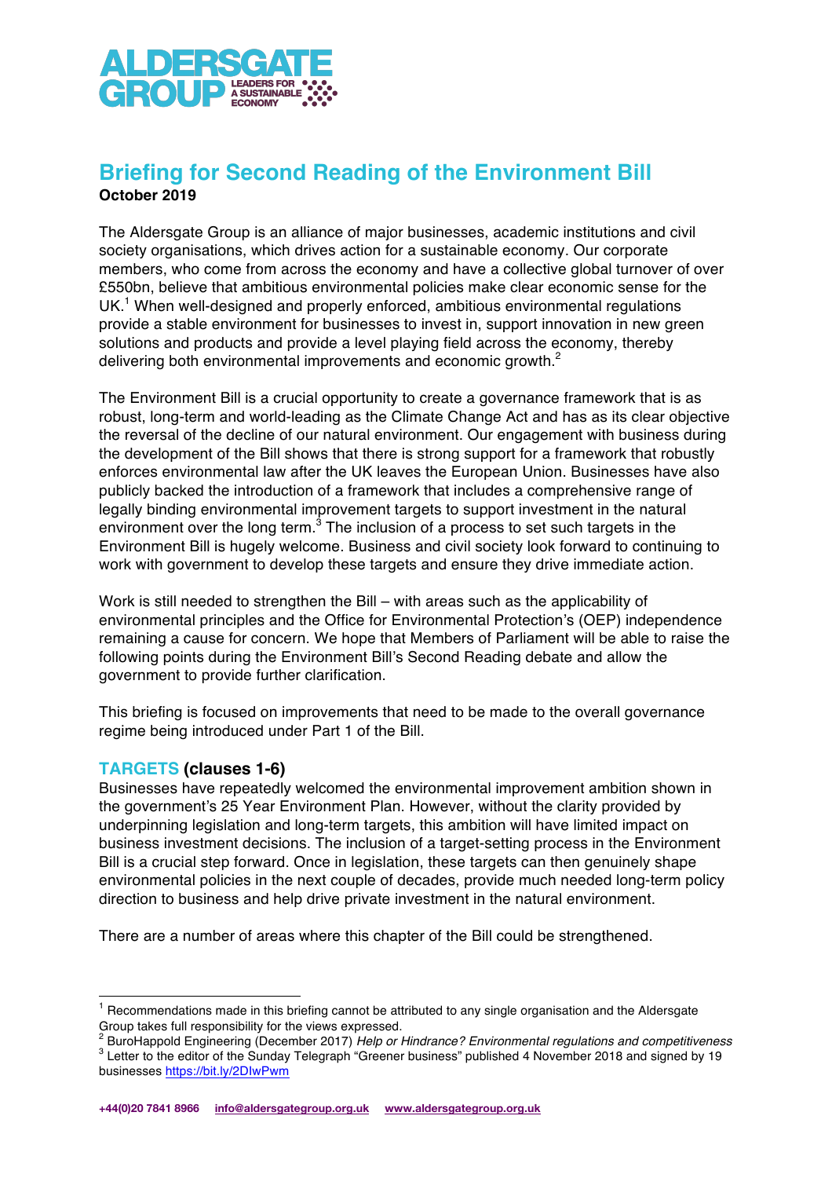ALDERSGATE GROUP LEADERS FOR A SUSTAINABLE ECONOMY

# Briefing for Second Reading of the Environment Bill

**October 2019**

The Aldersgate Group is an alliance of major businesses, academic institutions and civil society organisations, which drives action for a sustainable economy. Our corporate members, who come from across the economy and have a collective global turnover of over £550bn, believe that ambitious environmental policies make clear economic sense for the UK.[1] When well-designed and properly enforced, ambitious environmental regulations provide a stable environment for businesses to invest in, support innovation in new green solutions and products and provide a level playing field across the economy, thereby delivering both environmental improvements and economic growth.[2]

The Environment Bill is a crucial opportunity to create a governance framework that is as robust, long-term and world-leading as the Climate Change Act and has as its clear objective the reversal of the decline of our natural environment. Our engagement with business during the development of the Bill shows that there is strong support for a framework that robustly enforces environmental law after the UK leaves the European Union. Businesses have also publicly backed the introduction of a framework that includes a comprehensive range of legally binding environmental improvement targets to support investment in the natural environment over the long term.[3] The inclusion of a process to set such targets in the Environment Bill is hugely welcome. Business and civil society look forward to continuing to work with government to develop these targets and ensure they drive immediate action.

Work is still needed to strengthen the Bill – with areas such as the applicability of environmental principles and the Office for Environmental Protection's (OEP) independence remaining a cause for concern. We hope that Members of Parliament will be able to raise the following points during the Environment Bill's Second Reading debate and allow the government to provide further clarification.

This briefing is focused on improvements that need to be made to the overall governance regime being introduced under Part 1 of the Bill.

## TARGETS (clauses 1-6)

Businesses have repeatedly welcomed the environmental improvement ambition shown in the government's 25 Year Environment Plan. However, without the clarity provided by underpinning legislation and long-term targets, this ambition will have limited impact on business investment decisions. The inclusion of a target-setting process in the Environment Bill is a crucial step forward. Once in legislation, these targets can then genuinely shape environmental policies in the next couple of decades, provide much needed long-term policy direction to business and help drive private investment in the natural environment.

There are a number of areas where this chapter of the Bill could be strengthened.

---

[1] Recommendations made in this briefing cannot be attributed to any single organisation and the Aldersgate Group takes full responsibility for the views expressed.

[2] BuroHappold Engineering (December 2017) *Help or Hindrance? Environmental regulations and competitiveness*

[3] Letter to the editor of the Sunday Telegraph "Greener business" published 4 November 2018 and signed by 19 businesses https://bit.ly/2DIwPwm

+44(0)20 7841 8966 info@aldersgategroup.org.uk www.aldersgategroup.org.uk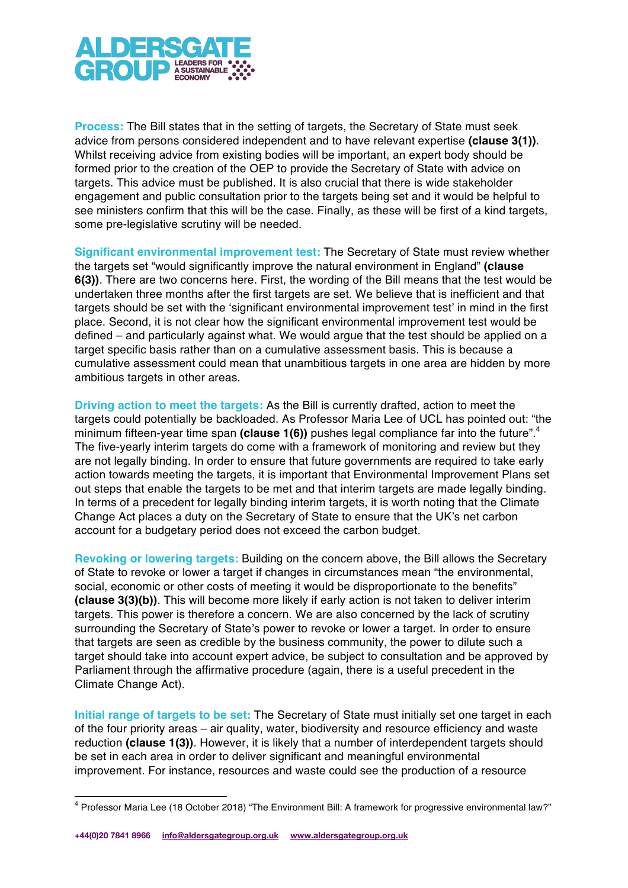**Process:** The Bill states that in the setting of targets, the Secretary of State must seek advice from persons considered independent and to have relevant expertise **(clause 3(1))**. Whilst receiving advice from existing bodies will be important, an expert body should be formed prior to the creation of the OEP to provide the Secretary of State with advice on targets. This advice must be published. It is also crucial that there is wide stakeholder engagement and public consultation prior to the targets being set and it would be helpful to see ministers confirm that this will be the case. Finally, as these will be first of a kind targets, some pre-legislative scrutiny will be needed.

**Significant environmental improvement test:** The Secretary of State must review whether the targets set "would significantly improve the natural environment in England" **(clause 6(3))**. There are two concerns here. First, the wording of the Bill means that the test would be undertaken three months after the first targets are set. We believe that is inefficient and that targets should be set with the 'significant environmental improvement test' in mind in the first place. Second, it is not clear how the significant environmental improvement test would be defined – and particularly against what. We would argue that the test should be applied on a target specific basis rather than on a cumulative assessment basis. This is because a cumulative assessment could mean that unambitious targets in one area are hidden by more ambitious targets in other areas.

**Driving action to meet the targets:** As the Bill is currently drafted, action to meet the targets could potentially be backloaded. As Professor Maria Lee of UCL has pointed out: "the minimum fifteen-year time span **(clause 1(6))** pushes legal compliance far into the future".[4] The five-yearly interim targets do come with a framework of monitoring and review but they are not legally binding. In order to ensure that future governments are required to take early action towards meeting the targets, it is important that Environmental Improvement Plans set out steps that enable the targets to be met and that interim targets are made legally binding. In terms of a precedent for legally binding interim targets, it is worth noting that the Climate Change Act places a duty on the Secretary of State to ensure that the UK's net carbon account for a budgetary period does not exceed the carbon budget.

**Revoking or lowering targets:** Building on the concern above, the Bill allows the Secretary of State to revoke or lower a target if changes in circumstances mean "the environmental, social, economic or other costs of meeting it would be disproportionate to the benefits" **(clause 3(3)(b))**. This will become more likely if early action is not taken to deliver interim targets. This power is therefore a concern. We are also concerned by the lack of scrutiny surrounding the Secretary of State's power to revoke or lower a target. In order to ensure that targets are seen as credible by the business community, the power to dilute such a target should take into account expert advice, be subject to consultation and be approved by Parliament through the affirmative procedure (again, there is a useful precedent in the Climate Change Act).

**Initial range of targets to be set:** The Secretary of State must initially set one target in each of the four priority areas – air quality, water, biodiversity and resource efficiency and waste reduction **(clause 1(3))**. However, it is likely that a number of interdependent targets should be set in each area in order to deliver significant and meaningful environmental improvement. For instance, resources and waste could see the production of a resource

[4] Professor Maria Lee (18 October 2018) "The Environment Bill: A framework for progressive environmental law?"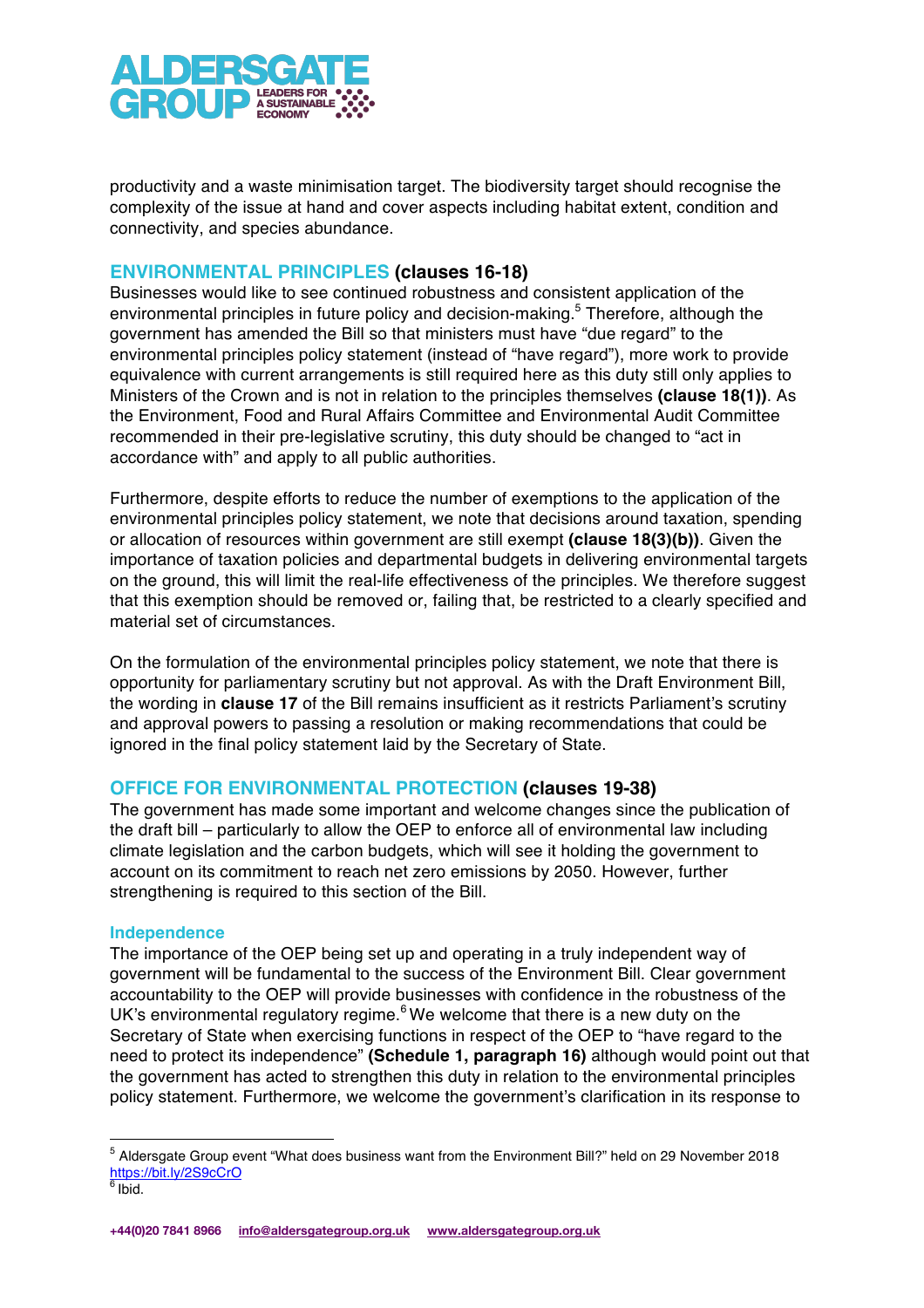productivity and a waste minimisation target. The biodiversity target should recognise the complexity of the issue at hand and cover aspects including habitat extent, condition and connectivity, and species abundance.

## ENVIRONMENTAL PRINCIPLES (clauses 16-18)

Businesses would like to see continued robustness and consistent application of the environmental principles in future policy and decision-making.[5] Therefore, although the government has amended the Bill so that ministers must have "due regard" to the environmental principles policy statement (instead of "have regard"), more work to provide equivalence with current arrangements is still required here as this duty still only applies to Ministers of the Crown and is not in relation to the principles themselves **(clause 18(1))**. As the Environment, Food and Rural Affairs Committee and Environmental Audit Committee recommended in their pre-legislative scrutiny, this duty should be changed to "act in accordance with" and apply to all public authorities.

Furthermore, despite efforts to reduce the number of exemptions to the application of the environmental principles policy statement, we note that decisions around taxation, spending or allocation of resources within government are still exempt **(clause 18(3)(b))**. Given the importance of taxation policies and departmental budgets in delivering environmental targets on the ground, this will limit the real-life effectiveness of the principles. We therefore suggest that this exemption should be removed or, failing that, be restricted to a clearly specified and material set of circumstances.

On the formulation of the environmental principles policy statement, we note that there is opportunity for parliamentary scrutiny but not approval. As with the Draft Environment Bill, the wording in **clause 17** of the Bill remains insufficient as it restricts Parliament's scrutiny and approval powers to passing a resolution or making recommendations that could be ignored in the final policy statement laid by the Secretary of State.

## OFFICE FOR ENVIRONMENTAL PROTECTION (clauses 19-38)

The government has made some important and welcome changes since the publication of the draft bill – particularly to allow the OEP to enforce all of environmental law including climate legislation and the carbon budgets, which will see it holding the government to account on its commitment to reach net zero emissions by 2050. However, further strengthening is required to this section of the Bill.

### Independence

The importance of the OEP being set up and operating in a truly independent way of government will be fundamental to the success of the Environment Bill. Clear government accountability to the OEP will provide businesses with confidence in the robustness of the UK's environmental regulatory regime.[6] We welcome that there is a new duty on the Secretary of State when exercising functions in respect of the OEP to "have regard to the need to protect its independence" **(Schedule 1, paragraph 16)** although would point out that the government has acted to strengthen this duty in relation to the environmental principles policy statement. Furthermore, we welcome the government's clarification in its response to

---

[5] Aldersgate Group event "What does business want from the Environment Bill?" held on 29 November 2018 https://bit.ly/2S9cCrO

[6] Ibid.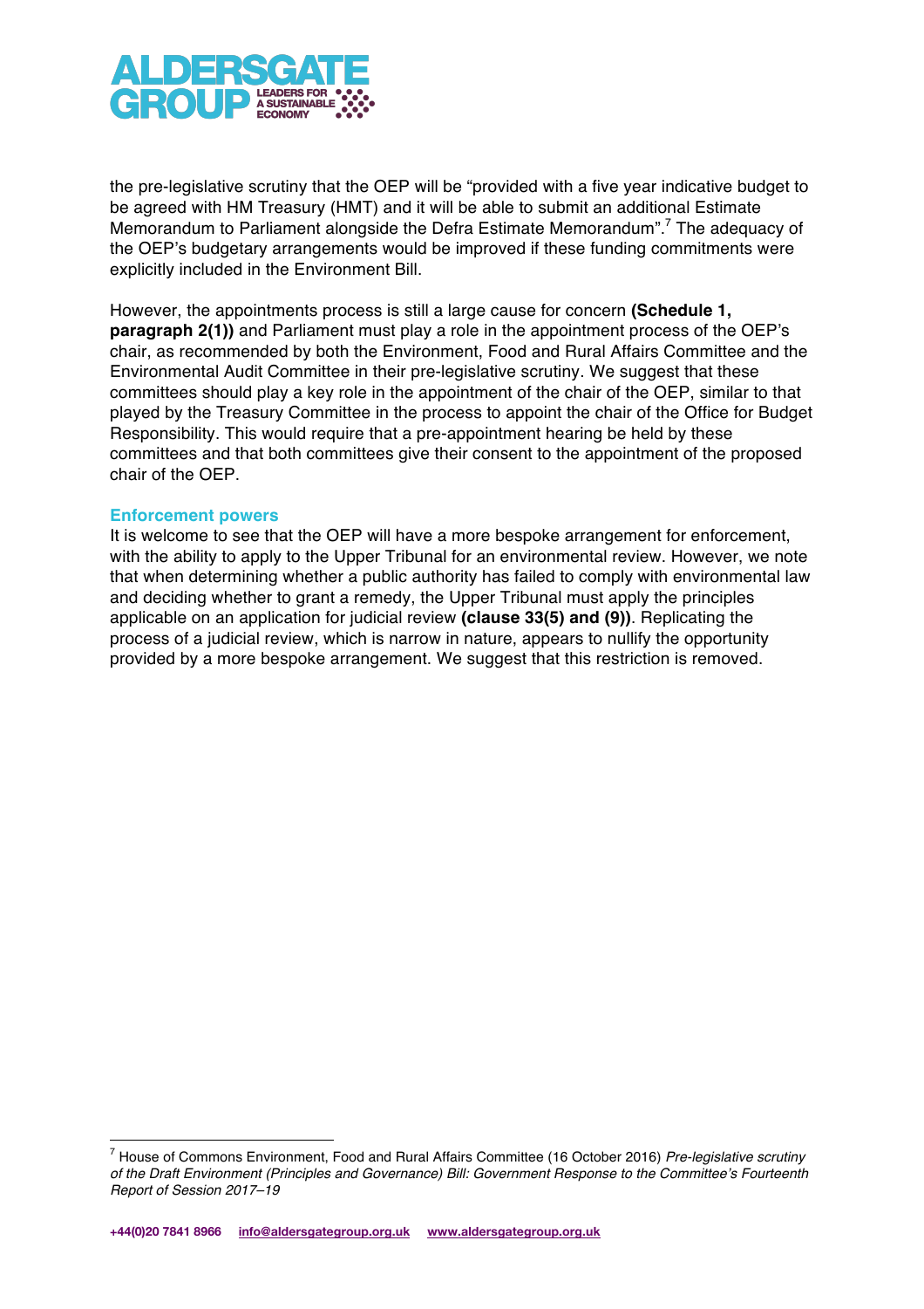the pre-legislative scrutiny that the OEP will be "provided with a five year indicative budget to be agreed with HM Treasury (HMT) and it will be able to submit an additional Estimate Memorandum to Parliament alongside the Defra Estimate Memorandum".[7] The adequacy of the OEP's budgetary arrangements would be improved if these funding commitments were explicitly included in the Environment Bill.

However, the appointments process is still a large cause for concern **(Schedule 1, paragraph 2(1))** and Parliament must play a role in the appointment process of the OEP's chair, as recommended by both the Environment, Food and Rural Affairs Committee and the Environmental Audit Committee in their pre-legislative scrutiny. We suggest that these committees should play a key role in the appointment of the chair of the OEP, similar to that played by the Treasury Committee in the process to appoint the chair of the Office for Budget Responsibility. This would require that a pre-appointment hearing be held by these committees and that both committees give their consent to the appointment of the proposed chair of the OEP.

## Enforcement powers

It is welcome to see that the OEP will have a more bespoke arrangement for enforcement, with the ability to apply to the Upper Tribunal for an environmental review. However, we note that when determining whether a public authority has failed to comply with environmental law and deciding whether to grant a remedy, the Upper Tribunal must apply the principles applicable on an application for judicial review **(clause 33(5) and (9))**. Replicating the process of a judicial review, which is narrow in nature, appears to nullify the opportunity provided by a more bespoke arrangement. We suggest that this restriction is removed.

[7] House of Commons Environment, Food and Rural Affairs Committee (16 October 2016) *Pre-legislative scrutiny of the Draft Environment (Principles and Governance) Bill: Government Response to the Committee's Fourteenth Report of Session 2017–19*